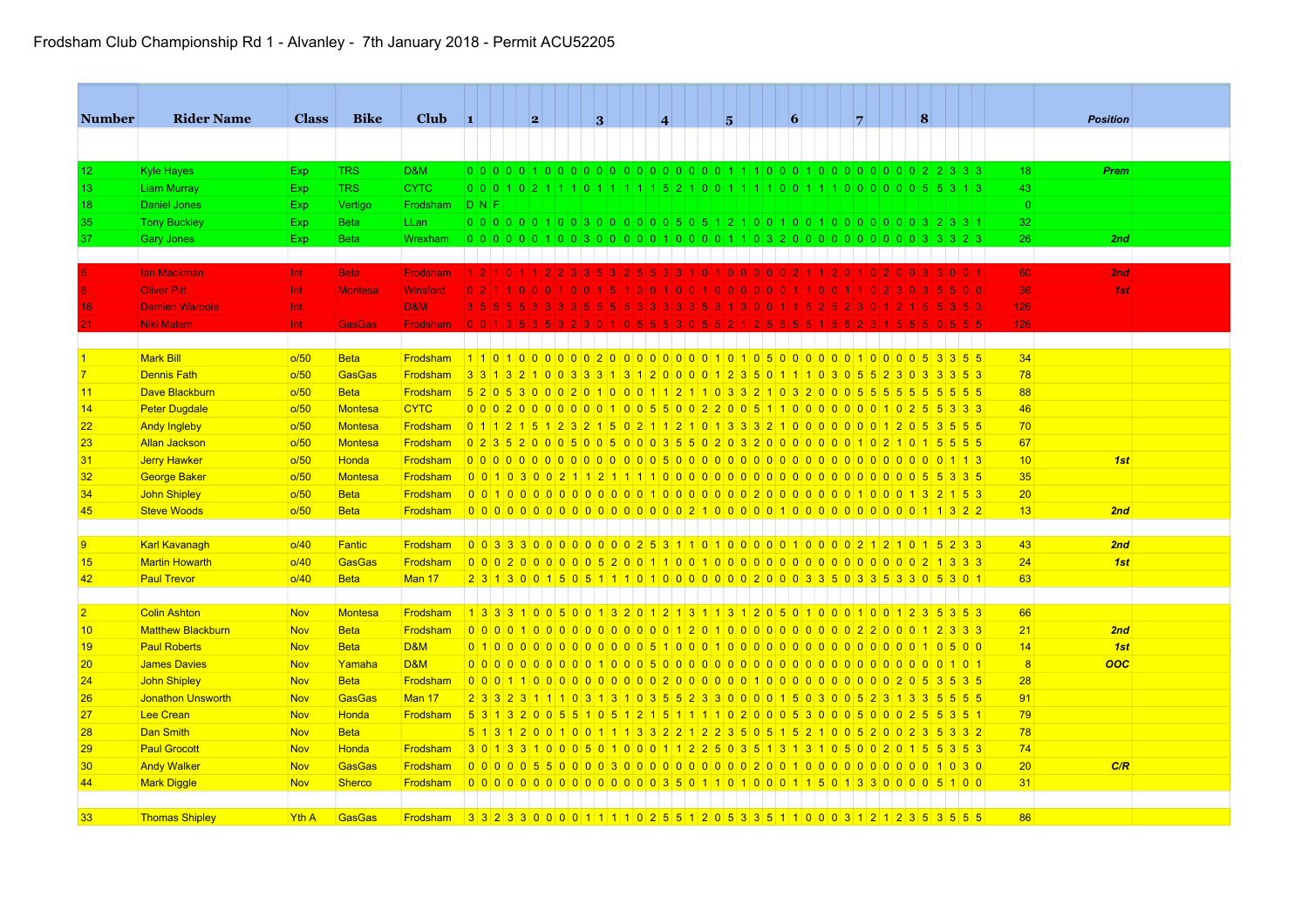# Frodsham Club Championship Rd 1 - Alvanley - 7th January 2018 - Permit ACU52205

| Number | Rider Name | Class | Bike | Club | 1 2 3 4 5 6 7 8 | Total | Position |
|---|---|---|---|---|---|---|---|
| 12 | Kyle Hayes | Exp | TRS | D&M | 0 0 0 0 0 1 0 0 0 0 0 0 0 0 0 0 0 0 0 0 0 0 1 1 1 0 0 0 1 0 0 0 0 0 0 0 0 0 2 2 3 3 3 | 18 | *Prem* |
| 13 | Liam Murray | Exp | TRS | CYTC | 0 0 0 1 0 2 1 1 1 0 1 1 1 1 1 5 2 1 0 0 1 1 1 1 0 0 1 1 1 0 0 0 0 0 0 5 5 3 1 3 | 43 | |
| 18 | Daniel Jones | Exp | Vertigo | Frodsham | D N F | 0 | |
| 35 | Tony Buckley | Exp | Beta | LLan | 0 0 0 0 0 0 1 0 0 3 0 0 0 0 0 0 5 0 5 1 2 1 0 0 1 0 0 1 0 0 0 0 0 0 0 0 3 2 3 3 1 | 32 | |
| 37 | Gary Jones | Exp | Beta | Wrexham | 0 0 0 0 0 0 1 0 0 3 0 0 0 0 0 1 0 0 0 0 1 1 0 3 2 0 0 0 0 0 0 0 0 0 0 3 3 3 2 3 | 26 | *2nd* |
| 6 | Ian Mackman | Int | Beta | Frodsham | 1 2 1 0 1 1 2 2 3 3 5 3 2 5 5 3 3 1 0 1 0 0 0 0 0 2 1 1 2 0 1 0 2 0 0 3 3 0 0 1 | 60 | *2nd* |
| 8 | Oliver Pitt | Int | Montesa | Winsford | 0 2 1 1 0 0 0 1 0 0 1 5 1 0 0 1 0 0 1 0 0 0 0 0 0 1 1 0 0 1 1 0 2 3 0 3 5 5 0 0 | 36 | *1st* |
| 16 | Damien Warpole | Int | | D&M | 3 5 5 5 5 3 3 3 3 5 5 5 5 3 3 3 3 3 5 3 1 3 0 0 1 1 5 2 5 2 3 0 1 2 1 5 5 3 5 3 | 126 | |
| 21 | Niki Malam | Int | GasGas | Frodsham | 0 0 1 3 5 3 5 3 2 3 0 1 0 5 5 5 3 0 5 5 2 1 2 5 5 5 5 1 5 5 2 3 1 5 5 5 0 5 5 5 | 126 | |
| 1 | Mark Bill | o/50 | Beta | Frodsham | 1 1 0 1 0 0 0 0 0 0 2 0 0 0 0 0 0 0 0 0 1 0 1 0 5 0 0 0 0 0 0 1 0 0 0 0 5 3 3 5 5 | 34 | |
| 7 | Dennis Fath | o/50 | GasGas | Frodsham | 3 3 1 3 2 1 0 0 3 3 3 1 3 1 2 0 0 0 0 1 2 3 5 0 1 1 1 0 3 0 5 5 2 3 0 3 3 3 5 3 | 78 | |
| 11 | Dave Blackburn | o/50 | Beta | Frodsham | 5 2 0 5 3 0 0 0 2 0 1 0 0 0 1 1 2 1 1 0 3 3 2 1 0 3 2 0 0 5 5 5 5 5 5 5 5 5 5 | 88 | |
| 14 | Peter Dugdale | o/50 | Montesa | CYTC | 0 0 0 2 0 0 0 0 0 0 0 0 1 0 0 5 5 0 0 2 2 0 0 5 1 1 0 0 0 0 0 0 0 1 0 2 5 5 3 3 3 | 46 | |
| 22 | Andy Ingleby | o/50 | Montesa | Frodsham | 0 1 1 2 1 5 1 2 3 2 1 5 0 2 1 1 2 1 0 1 3 3 3 2 1 0 0 0 0 0 0 0 1 2 0 5 3 5 5 5 | 70 | |
| 23 | Allan Jackson | o/50 | Montesa | Frodsham | 0 2 3 5 2 0 0 0 5 0 0 5 0 0 0 3 5 5 0 2 0 3 2 0 0 0 0 0 0 0 1 0 2 1 0 1 5 5 5 5 | 67 | |
| 31 | Jerry Hawker | o/50 | Honda | Frodsham | 0 0 0 0 0 0 0 0 0 0 0 0 0 0 0 0 0 5 0 0 0 0 0 0 0 0 0 0 0 0 0 0 0 0 0 0 0 0 0 0 0 1 1 3 | 10 | *1st* |
| 32 | George Baker | o/50 | Montesa | Frodsham | 0 0 1 0 3 0 0 2 1 1 2 1 1 1 1 0 0 0 0 0 0 0 0 0 0 0 0 0 0 0 0 0 0 0 0 0 5 5 3 3 5 | 35 | |
| 34 | John Shipley | o/50 | Beta | Frodsham | 0 0 1 0 0 0 0 0 0 0 0 0 0 0 0 1 0 0 0 0 0 0 0 2 0 0 0 0 0 0 0 1 0 0 0 1 3 2 1 5 3 | 20 | |
| 45 | Steve Woods | o/50 | Beta | Frodsham | 0 0 0 0 0 0 0 0 0 0 0 0 0 0 0 0 0 0 0 2 1 0 0 0 0 0 1 0 0 0 0 0 0 0 0 0 0 1 1 3 2 2 | 13 | *2nd* |
| 9 | Karl Kavanagh | o/40 | Fantic | Frodsham | 0 0 3 3 3 0 0 0 0 0 0 0 0 2 5 3 1 1 0 1 0 0 0 0 0 1 0 0 0 0 2 1 2 1 0 1 5 2 3 3 | 43 | *2nd* |
| 15 | Martin Howarth | o/40 | GasGas | Frodsham | 0 0 0 2 0 0 0 0 0 0 0 5 2 0 0 1 1 0 0 1 0 0 0 0 0 0 0 0 0 0 0 0 0 0 0 0 2 1 3 3 3 | 24 | *1st* |
| 42 | Paul Trevor | o/40 | Beta | Man 17 | 2 3 1 3 0 0 1 5 0 5 1 1 1 0 1 0 0 0 0 0 0 0 2 0 0 0 3 3 5 0 3 3 5 3 3 0 5 3 0 1 | 63 | |
| 2 | Colin Ashton | Nov | Montesa | Frodsham | 1 3 3 3 1 0 0 5 0 0 1 3 2 0 1 2 1 3 1 1 3 1 2 0 5 0 1 0 0 0 1 0 0 1 2 3 5 3 5 3 | 66 | |
| 10 | Matthew Blackburn | Nov | Beta | Frodsham | 0 0 0 0 1 0 0 0 0 0 0 0 0 0 0 0 0 1 2 0 1 0 0 0 0 0 0 0 0 0 0 2 2 0 0 0 1 2 3 3 3 | 21 | *2nd* |
| 19 | Paul Roberts | Nov | Beta | D&M | 0 1 0 0 0 0 0 0 0 0 0 0 0 0 0 5 1 0 0 0 1 0 0 0 0 0 0 0 0 0 0 0 0 0 0 0 0 1 0 5 0 0 | 14 | *1st* |
| 20 | James Davies | Nov | Yamaha | D&M | 0 0 0 0 0 0 0 0 0 0 0 1 0 0 0 5 0 0 0 0 0 0 0 0 0 0 0 0 0 0 0 0 0 0 0 0 0 0 1 0 1 | 8 | *OOC* |
| 24 | John Shipley | Nov | Beta | Frodsham | 0 0 0 1 1 0 0 0 0 0 0 0 0 0 0 0 2 0 0 0 0 0 0 1 0 0 0 0 0 0 0 0 0 0 2 0 5 3 5 3 5 | 28 | |
| 26 | Jonathon Unsworth | Nov | GasGas | Man 17 | 2 3 3 2 3 1 1 1 1 0 3 1 3 1 0 3 5 5 2 3 3 0 0 0 0 1 5 0 3 0 0 5 2 3 1 3 3 5 5 5 5 | 91 | |
| 27 | Lee Crean | Nov | Honda | Frodsham | 5 3 1 3 2 0 0 5 5 1 0 5 1 2 1 5 1 1 1 1 0 2 0 0 0 5 3 0 0 0 5 0 0 0 2 5 5 3 5 1 | 79 | |
| 28 | Dan Smith | Nov | Beta | | 5 1 3 1 2 0 0 1 0 0 1 1 1 3 3 2 2 1 2 2 3 5 0 5 1 5 2 1 0 0 5 2 0 0 2 3 5 3 3 2 | 78 | |
| 29 | Paul Grocott | Nov | Honda | Frodsham | 3 0 1 3 3 1 0 0 0 5 0 1 0 0 0 1 1 2 2 5 0 3 5 1 3 1 3 1 0 5 0 0 2 0 1 5 5 3 5 3 | 74 | |
| 30 | Andy Walker | Nov | GasGas | Frodsham | 0 0 0 0 0 5 5 0 0 0 0 3 0 0 0 0 0 0 0 0 0 0 2 0 0 1 0 0 0 0 0 0 0 0 0 0 0 1 0 3 0 | 20 | *C/R* |
| 44 | Mark Diggle | Nov | Sherco | Frodsham | 0 0 0 0 0 0 0 0 0 0 0 0 0 0 0 0 0 3 5 0 1 1 0 1 0 0 0 1 1 5 0 1 3 3 0 0 0 0 5 1 0 0 | 31 | |
| 33 | Thomas Shipley | Yth A | GasGas | Frodsham | 3 3 2 3 3 0 0 0 0 1 1 1 1 0 2 5 5 1 2 0 5 3 3 5 1 1 0 0 0 3 1 2 1 2 3 5 3 5 5 5 | 86 | |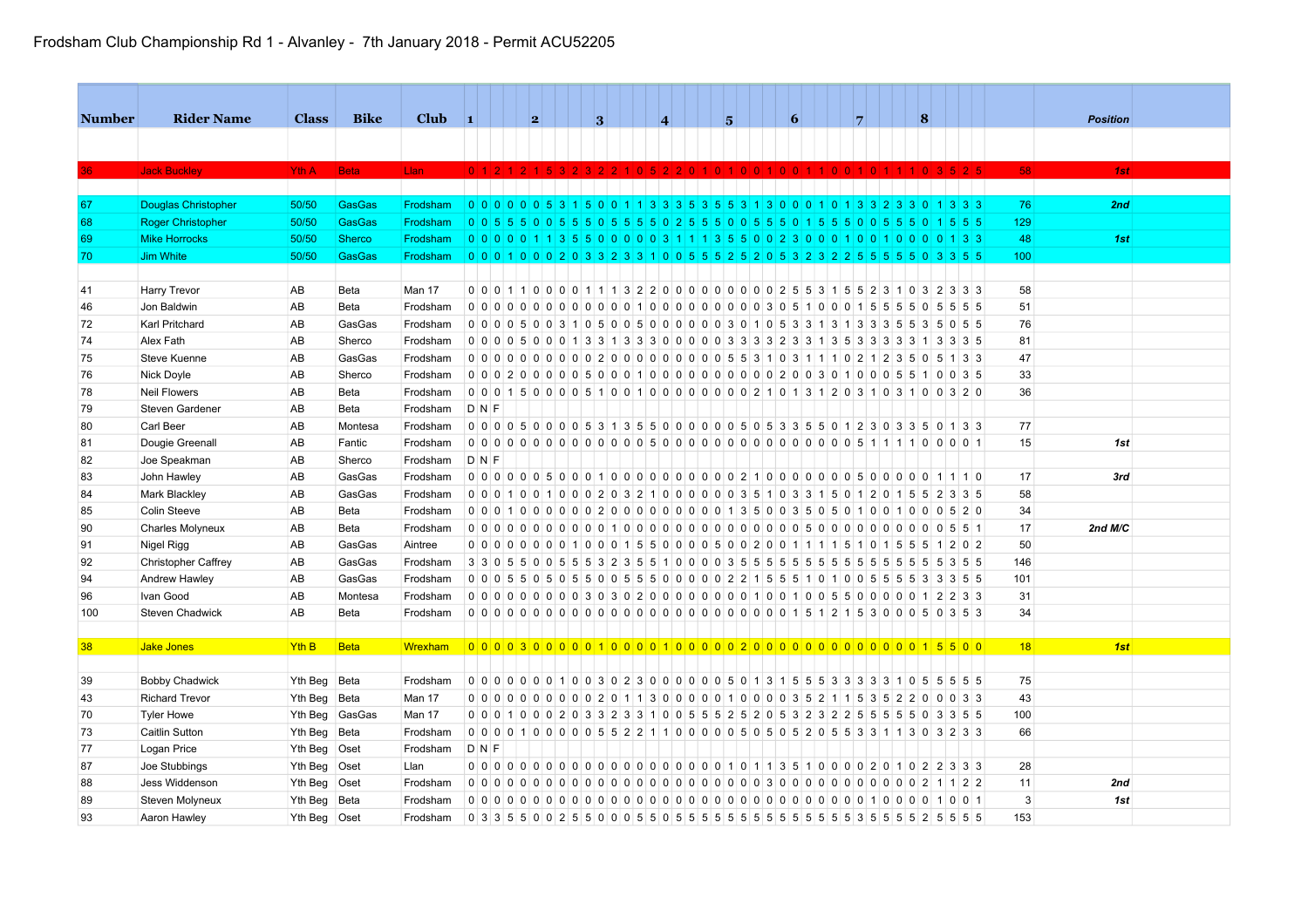# Frodsham Club Championship Rd 1 - Alvanley - 7th January 2018 - Permit ACU52205

| Number | Rider Name | Class | Bike | Club | 1 | 2 | 3 | 4 | 5 | 6 | 7 | 8 | | Position |
|---|---|---|---|---|---|---|---|---|---|---|---|---|---|---|
| 36 | Jack Buckley | Yth A | Beta | Llan | 0 1 2 1 2 | 1 5 3 2 3 | 2 2 1 0 5 | 2 2 0 1 0 | 1 0 0 1 0 | 0 1 1 0 0 | 1 0 1 1 1 | 0 3 5 2 5 | 58 | 1st |
| 67 | Douglas Christopher | 50/50 | GasGas | Frodsham | 0 0 0 0 0 | 0 5 3 1 5 | 0 0 1 1 3 | 3 3 5 3 5 | 5 3 1 3 0 | 0 0 1 0 1 | 3 3 2 3 3 | 0 1 3 3 3 | 76 | 2nd |
| 68 | Roger Christopher | 50/50 | GasGas | Frodsham | 0 0 5 5 5 | 0 0 5 5 5 | 0 5 5 5 5 | 0 2 5 5 5 | 0 0 5 5 5 | 0 1 5 5 5 | 0 0 5 5 5 | 0 1 5 5 5 | 129 | |
| 69 | Mike Horrocks | 50/50 | Sherco | Frodsham | 0 0 0 0 0 | 1 1 3 5 5 | 0 0 0 0 0 | 3 1 1 1 3 | 5 5 0 0 2 | 3 0 0 0 1 | 0 0 1 0 0 | 0 0 1 3 3 | 48 | 1st |
| 70 | Jim White | 50/50 | GasGas | Frodsham | 0 0 0 1 0 | 0 0 2 0 3 | 3 2 3 3 1 | 0 0 5 5 5 | 2 5 2 0 5 | 3 2 3 2 2 | 5 5 5 5 5 | 0 3 3 5 5 | 100 | |
| 41 | Harry Trevor | AB | Beta | Man 17 | 0 0 0 1 1 | 0 0 0 0 1 | 1 1 3 2 2 | 0 0 0 0 0 | 0 0 0 0 2 | 5 5 3 1 5 | 5 2 3 1 0 | 3 2 3 3 3 | 58 | |
| 46 | Jon Baldwin | AB | Beta | Frodsham | 0 0 0 0 0 | 0 0 0 0 0 | 0 0 0 0 1 | 0 0 0 0 0 | 0 0 0 3 0 | 5 1 0 0 0 | 1 5 5 5 5 | 0 5 5 5 5 | 51 | |
| 72 | Karl Pritchard | AB | GasGas | Frodsham | 0 0 0 0 5 | 0 0 3 1 0 | 5 0 0 5 0 | 0 0 0 0 0 | 3 0 1 0 5 | 3 3 1 3 1 | 3 3 3 5 5 | 3 5 0 5 5 | 76 | |
| 74 | Alex Fath | AB | Sherco | Frodsham | 0 0 0 0 5 | 0 0 0 1 3 | 3 1 3 3 3 | 0 0 0 0 0 | 3 3 3 3 2 | 3 3 1 3 5 | 3 3 3 3 3 | 1 3 3 3 5 | 81 | |
| 75 | Steve Kuenne | AB | GasGas | Frodsham | 0 0 0 0 0 | 0 0 0 0 0 | 2 0 0 0 0 | 0 0 0 0 0 | 5 5 3 1 0 | 3 1 1 1 0 | 2 1 2 3 5 | 0 5 1 3 3 | 47 | |
| 76 | Nick Doyle | AB | Sherco | Frodsham | 0 0 0 2 0 | 0 0 0 0 5 | 0 0 0 1 0 | 0 0 0 0 0 | 0 0 0 0 2 | 0 0 3 0 1 | 0 0 0 5 5 | 1 0 0 3 5 | 33 | |
| 78 | Neil Flowers | AB | Beta | Frodsham | 0 0 0 1 5 | 0 0 0 0 5 | 1 0 0 1 0 | 0 0 0 0 0 | 0 0 2 1 0 | 1 3 1 2 0 | 3 1 0 3 1 | 0 0 3 2 0 | 36 | |
| 79 | Steven Gardener | AB | Beta | Frodsham | D N F | | | | | | | | | |
| 80 | Carl Beer | AB | Montesa | Frodsham | 0 0 0 0 5 | 0 0 0 0 5 | 3 1 3 5 5 | 0 0 0 0 0 | 0 5 0 5 3 | 3 5 5 0 1 | 2 3 0 3 3 | 5 0 1 3 3 | 77 | |
| 81 | Dougie Greenall | AB | Fantic | Frodsham | 0 0 0 0 0 | 0 0 0 0 0 | 0 0 0 0 5 | 0 0 0 0 0 | 0 0 0 0 0 | 0 0 0 0 0 | 5 1 1 1 1 | 0 0 0 0 1 | 15 | 1st |
| 82 | Joe Speakman | AB | Sherco | Frodsham | D N F | | | | | | | | | |
| 83 | John Hawley | AB | GasGas | Frodsham | 0 0 0 0 0 | 0 5 0 0 0 | 1 0 0 0 0 | 0 0 0 0 0 | 0 0 2 1 0 | 0 0 0 0 0 | 5 0 0 0 0 | 0 1 1 1 0 | 17 | 3rd |
| 84 | Mark Blackley | AB | GasGas | Frodsham | 0 0 0 1 0 | 0 1 0 0 0 | 2 0 3 2 1 | 0 0 0 0 0 | 0 3 5 1 0 | 3 3 1 5 0 | 1 2 0 1 5 | 5 2 3 3 5 | 58 | |
| 85 | Colin Steeve | AB | Beta | Frodsham | 0 0 0 1 0 | 0 0 0 0 0 | 2 0 0 0 0 | 0 0 0 0 0 | 1 3 5 0 0 | 3 5 0 5 0 | 1 0 0 1 0 | 0 0 5 2 0 | 34 | |
| 90 | Charles Molyneux | AB | Beta | Frodsham | 0 0 0 0 0 | 0 0 0 0 0 | 0 1 0 0 0 | 0 0 0 0 0 | 0 0 0 0 0 | 0 0 5 0 0 | 0 0 0 0 0 | 0 0 5 5 1 | 17 | 2nd M/C |
| 91 | Nigel Rigg | AB | GasGas | Aintree | 0 0 0 0 0 | 0 0 0 1 0 | 0 0 1 5 5 | 0 0 0 0 5 | 0 0 2 0 0 | 1 1 1 1 5 | 1 0 1 5 5 | 5 1 2 0 2 | 50 | |
| 92 | Christopher Caffrey | AB | GasGas | Frodsham | 3 3 0 5 5 | 0 0 5 5 5 | 3 2 3 5 5 | 1 0 0 0 0 | 3 5 5 5 5 | 5 5 5 5 5 | 5 5 5 5 5 | 5 5 3 5 5 | 146 | |
| 94 | Andrew Hawley | AB | GasGas | Frodsham | 0 0 0 5 5 | 0 5 0 5 5 | 0 0 5 5 5 | 0 0 0 0 0 | 2 2 1 5 5 | 5 1 0 1 0 | 0 5 5 5 5 | 3 3 3 5 5 | 101 | |
| 96 | Ivan Good | AB | Montesa | Frodsham | 0 0 0 0 0 | 0 0 0 0 3 | 0 3 0 2 0 | 0 0 0 0 0 | 0 0 1 0 0 | 1 0 0 5 5 | 0 0 0 0 0 | 1 2 2 3 3 | 31 | |
| 100 | Steven Chadwick | AB | Beta | Frodsham | 0 0 0 0 0 | 0 0 0 0 0 | 0 0 0 0 0 | 0 0 0 0 0 | 0 0 0 0 0 | 1 5 1 2 1 | 5 3 0 0 0 | 5 0 3 5 3 | 34 | |
| 38 | Jake Jones | Yth B | Beta | Wrexham | 0 0 0 0 3 | 0 0 0 0 0 | 1 0 0 0 0 | 1 0 0 0 0 | 0 2 0 0 0 | 0 0 0 0 0 | 0 0 0 0 0 | 1 5 5 0 0 | 18 | 1st |
| 39 | Bobby Chadwick | Yth Beg | Beta | Frodsham | 0 0 0 0 0 | 0 0 1 0 0 | 3 0 2 3 0 | 0 0 0 0 0 | 5 0 1 3 1 | 5 5 5 3 3 | 3 3 3 1 0 | 5 5 5 5 5 | 75 | |
| 43 | Richard Trevor | Yth Beg | Beta | Man 17 | 0 0 0 0 0 | 0 0 0 0 0 | 0 2 0 1 1 | 3 0 0 0 0 | 0 1 0 0 0 | 0 3 5 2 1 | 1 5 3 5 2 | 2 0 0 3 3 | 43 | |
| 70 | Tyler Howe | Yth Beg | GasGas | Man 17 | 0 0 0 1 0 | 0 0 2 0 3 | 3 2 3 3 1 | 0 0 5 5 5 | 2 5 2 0 5 | 3 2 3 2 2 | 5 5 5 5 5 | 0 3 3 5 5 | 100 | |
| 73 | Caitlin Sutton | Yth Beg | Beta | Frodsham | 0 0 0 0 1 | 0 0 0 0 0 | 5 5 2 2 1 | 1 0 0 0 0 | 0 5 0 5 0 | 5 2 0 5 5 | 3 3 1 1 3 | 0 3 2 3 3 | 66 | |
| 77 | Logan Price | Yth Beg | Oset | Frodsham | D N F | | | | | | | | | |
| 87 | Joe Stubbings | Yth Beg | Oset | Llan | 0 0 0 0 0 | 0 0 0 0 0 | 0 0 0 0 0 | 0 0 0 0 0 | 1 0 1 1 3 | 5 1 0 0 0 | 0 2 0 1 0 | 2 2 3 3 3 | 28 | |
| 88 | Jess Widdenson | Yth Beg | Oset | Frodsham | 0 0 0 0 0 | 0 0 0 0 0 | 0 0 0 0 0 | 0 0 0 0 0 | 0 0 0 0 0 | 0 0 0 0 0 | 0 3 0 0 0 | 2 1 1 2 2 | 11 | 2nd |
| 89 | Steven Molyneux | Yth Beg | Beta | Frodsham | 0 0 0 0 0 | 0 0 0 0 0 | 0 0 0 0 0 | 0 0 0 0 0 | 0 0 0 0 0 | 0 0 0 0 0 | 0 1 0 0 0 | 0 1 0 0 1 | 3 | 1st |
| 93 | Aaron Hawley | Yth Beg | Oset | Frodsham | 0 3 3 5 5 | 0 0 2 5 5 | 0 0 0 5 5 | 0 5 5 5 5 | 5 5 5 5 5 | 5 5 5 5 5 | 3 5 5 5 5 | 2 5 5 5 5 | 153 | |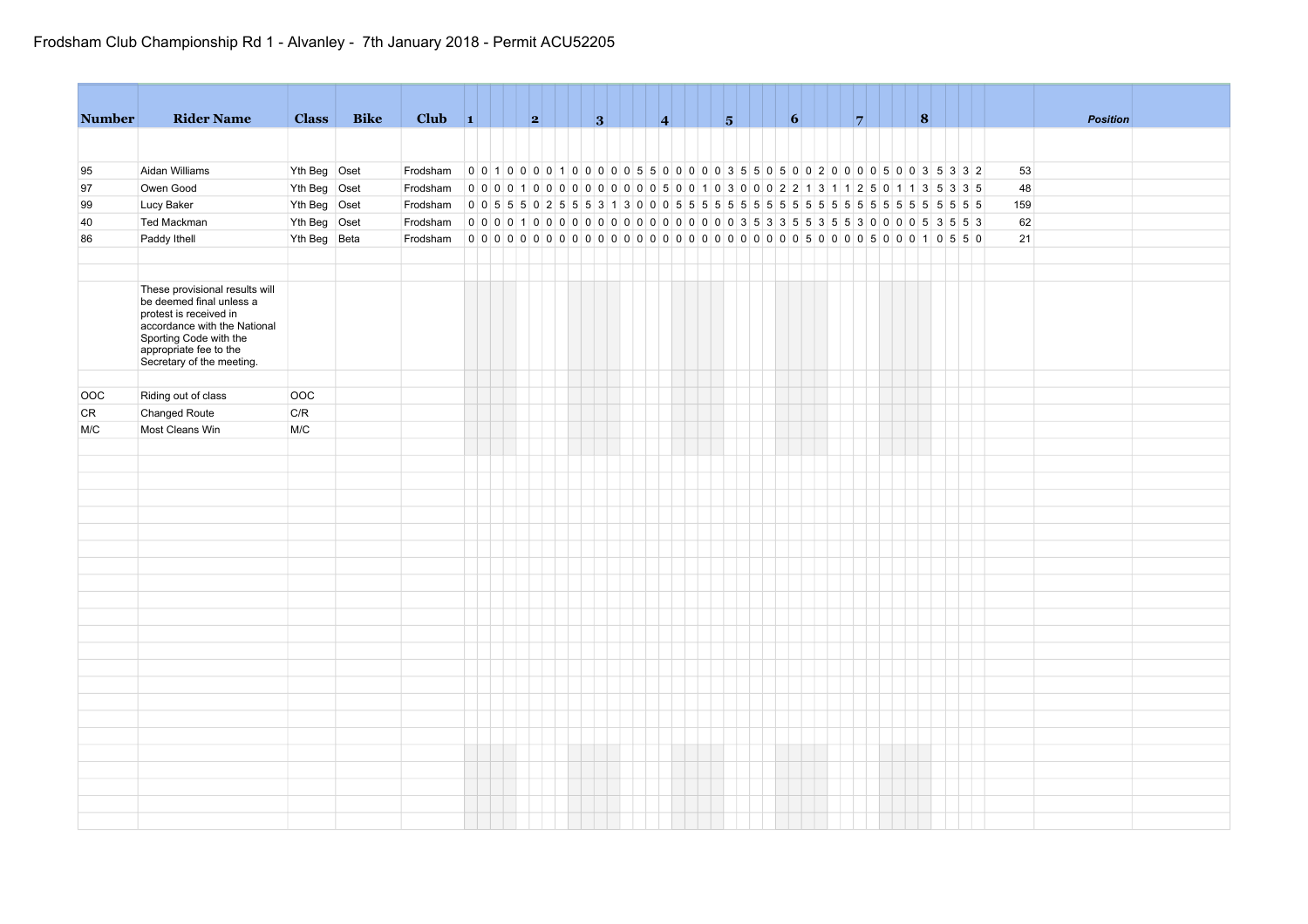# Frodsham Club Championship Rd 1 - Alvanley - 7th January 2018 - Permit ACU52205

| Number | Rider Name | Class | Bike | Club | 1 | | | | | 2 | | | | | 3 | | | | | 4 | | | | | 5 | | | | | 6 | | | | | 7 | | | | | 8 | | | | | | *Position* |
|---|---|---|---|---|---|---|---|---|---|---|---|---|---|---|---|---|---|---|---|---|---|---|---|---|---|---|---|---|---|---|---|---|---|---|---|---|---|---|---|---|---|---|---|---|---|---|
| 95 | Aidan Williams | Yth Beg | Oset | Frodsham | 0 | 0 | 1 | 0 | 0 | 0 | 0 | 1 | 0 | 0 | 0 | 0 | 0 | 5 | 5 | 0 | 0 | 0 | 0 | 0 | 3 | 5 | 5 | 0 | 5 | 0 | 0 | 2 | 0 | 0 | 0 | 0 | 5 | 0 | 0 | 3 | 5 | 3 | 3 | 2 | 53 | |
| 97 | Owen Good | Yth Beg | Oset | Frodsham | 0 | 0 | 0 | 0 | 1 | 0 | 0 | 0 | 0 | 0 | 0 | 0 | 0 | 0 | 0 | 5 | 0 | 0 | 1 | 0 | 3 | 0 | 0 | 0 | 2 | 2 | 1 | 3 | 1 | 1 | 2 | 5 | 0 | 1 | 1 | 3 | 5 | 3 | 3 | 5 | 48 | |
| 99 | Lucy Baker | Yth Beg | Oset | Frodsham | 0 | 0 | 5 | 5 | 5 | 0 | 2 | 5 | 5 | 5 | 3 | 1 | 3 | 0 | 0 | 0 | 5 | 5 | 5 | 5 | 5 | 5 | 5 | 5 | 5 | 5 | 5 | 5 | 5 | 5 | 5 | 5 | 5 | 5 | 5 | 5 | 5 | 5 | 5 | 5 | 159 | |
| 40 | Ted Mackman | Yth Beg | Oset | Frodsham | 0 | 0 | 0 | 0 | 1 | 0 | 0 | 0 | 0 | 0 | 0 | 0 | 0 | 0 | 0 | 0 | 0 | 0 | 0 | 0 | 0 | 3 | 5 | 3 | 3 | 5 | 5 | 3 | 5 | 5 | 3 | 0 | 0 | 0 | 0 | 5 | 3 | 5 | 5 | 3 | 62 | |
| 86 | Paddy Ithell | Yth Beg | Beta | Frodsham | 0 | 0 | 0 | 0 | 0 | 0 | 0 | 0 | 0 | 0 | 0 | 0 | 0 | 0 | 0 | 0 | 0 | 0 | 0 | 0 | 0 | 0 | 0 | 0 | 0 | 0 | 5 | 0 | 0 | 0 | 0 | 5 | 0 | 0 | 0 | 1 | 0 | 5 | 5 | 0 | 21 | |

These provisional results will be deemed final unless a protest is received in accordance with the National Sporting Code with the appropriate fee to the Secretary of the meeting.

| | | |
|---|---|---|
| OOC | Riding out of class | OOC |
| CR | Changed Route | C/R |
| M/C | Most Cleans Win | M/C |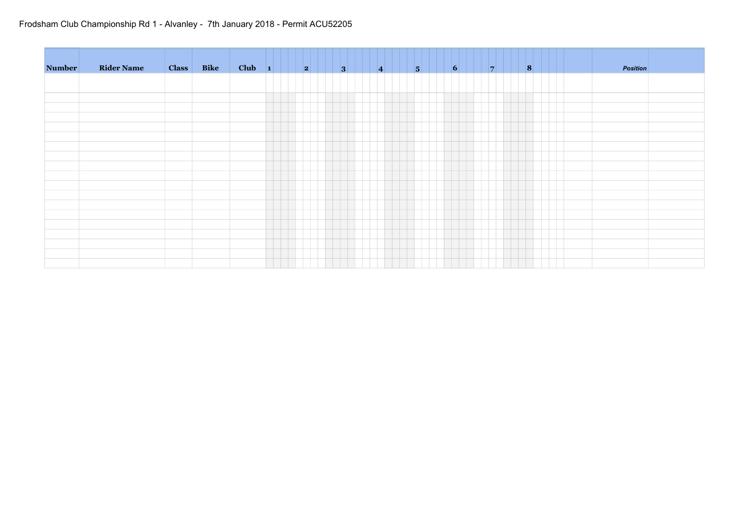Frodsham Club Championship Rd 1 - Alvanley - 7th January 2018 - Permit ACU52205

| **Number** | **Rider Name** | **Class** | **Bike** | **Club** | **1** | | | | **2** | | | | **3** | | | | **4** | | | | **5** | | | | **6** | | | | **7** | | | | **8** | | | | | | | | | ***Position*** | |
|---|---|---|---|---|---|---|---|---|---|---|---|---|---|---|---|---|---|---|---|---|---|---|---|---|---|---|---|---|---|---|---|---|---|---|---|---|---|---|---|---|---|---|---|
| | | | | | | | | | | | | | | | | | | | | | | | | | | | | | | | | | | | | | | | | | | | |